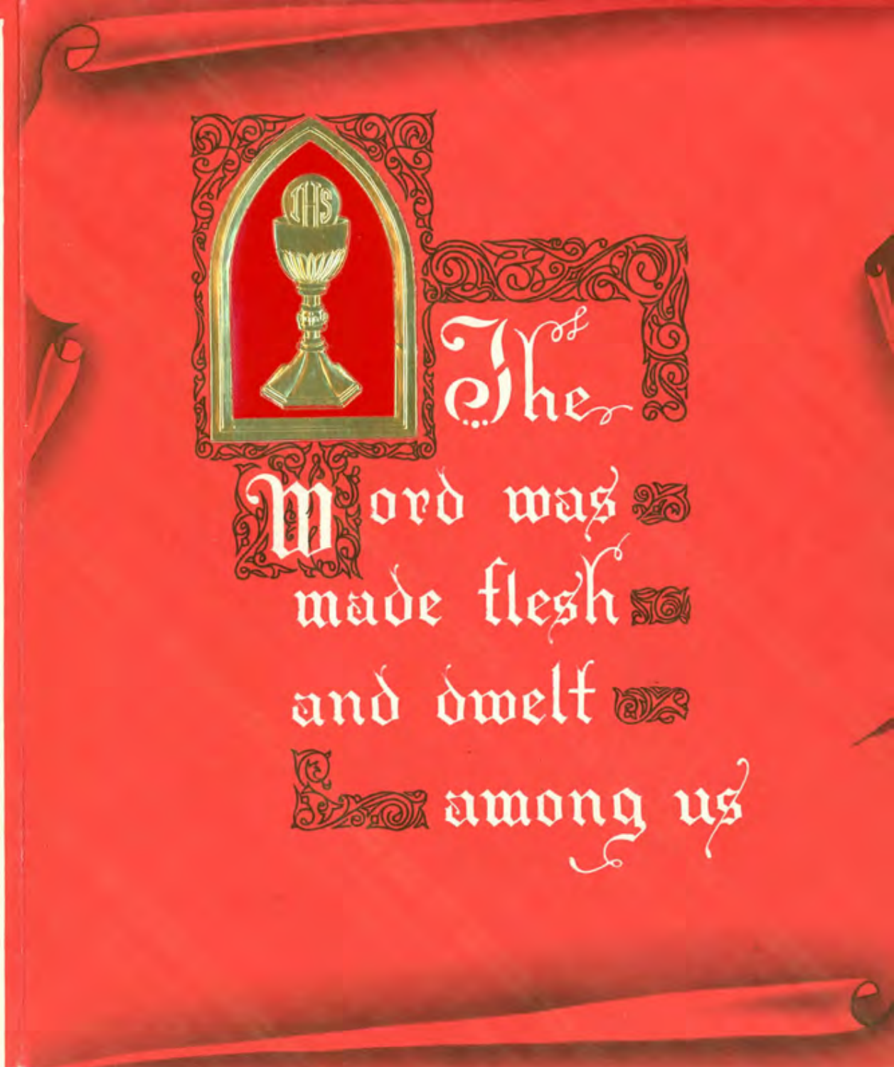The Word was made flesh and dwelt among us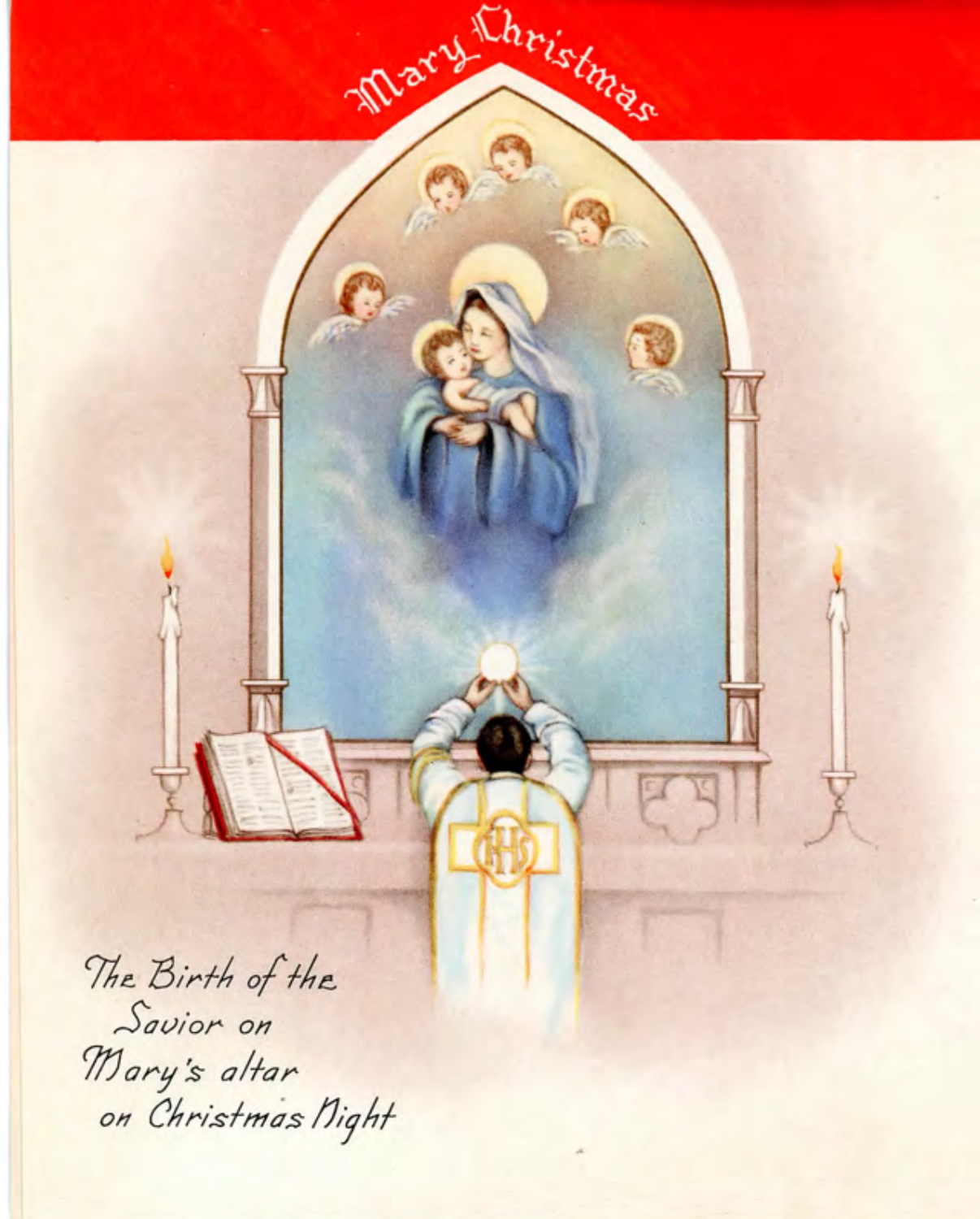Mary Christmas

The Birth of the
Savior on
Mary's altar
on Christmas Night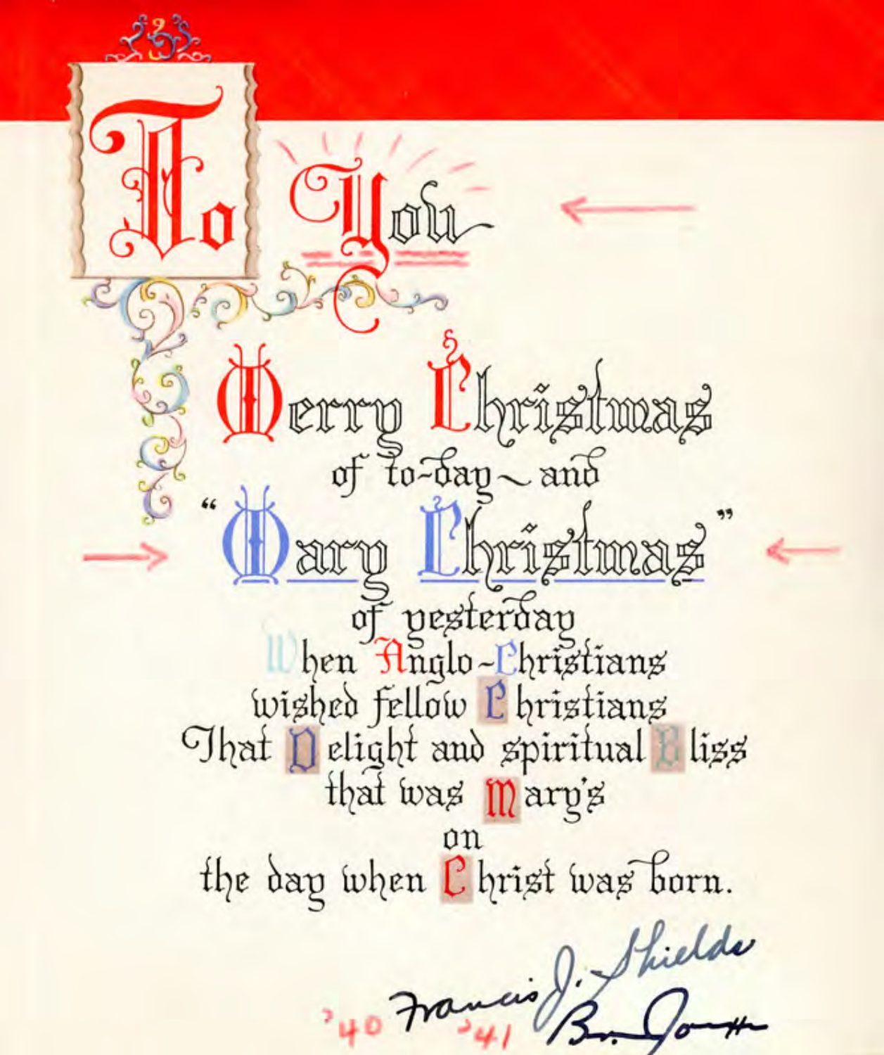# To You

## Merry Christmas

of to-day – and

## "Mary Christmas"

of yesterday
When Anglo-Christians
wished fellow Christians
That Delight and spiritual Bliss
that was Mary's
on
the day when Christ was born.

'40 Francis J. Shields '41
Br. Joseph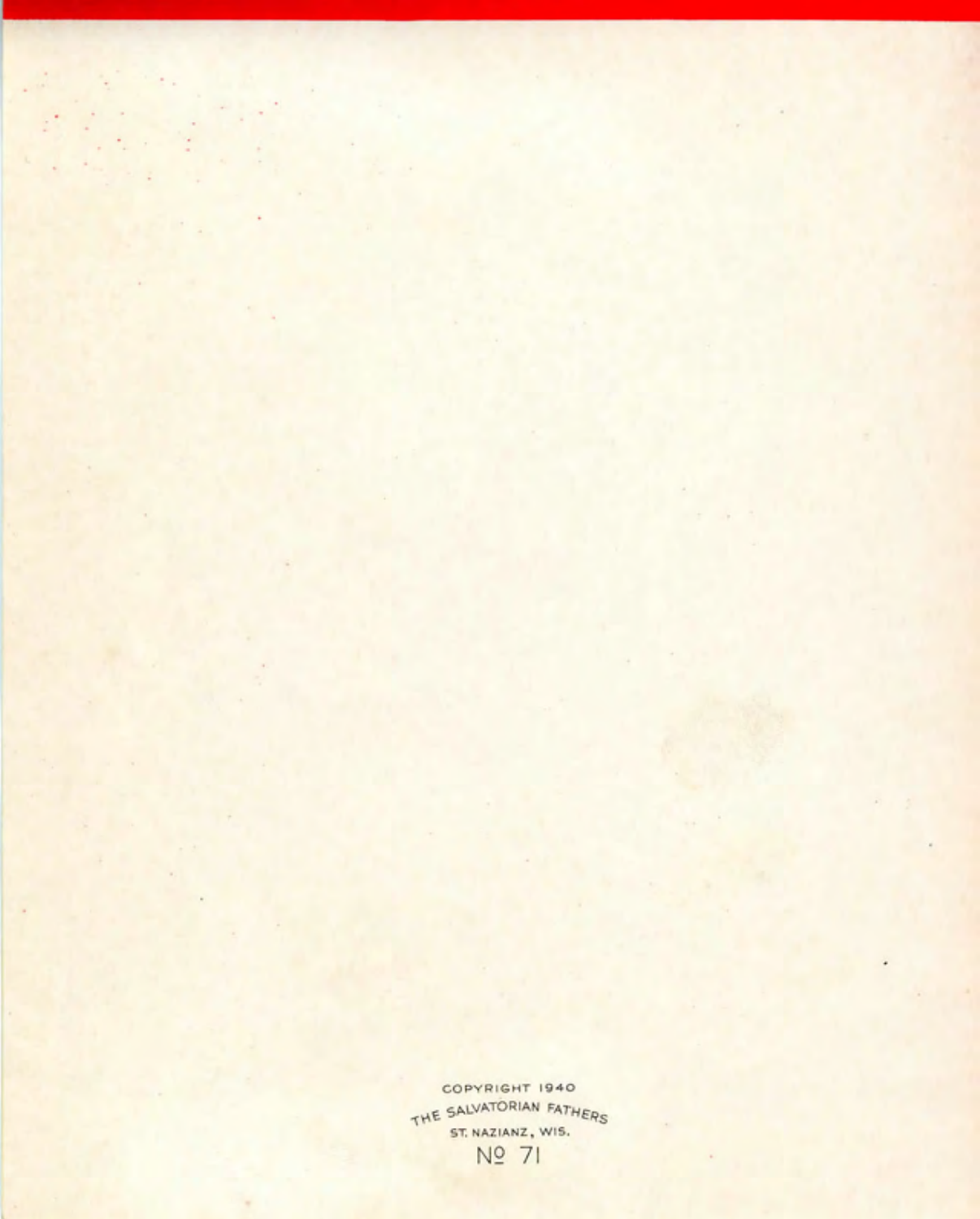COPYRIGHT 1940
THE SALVATORIAN FATHERS
ST. NAZIANZ, WIS.
Nº 71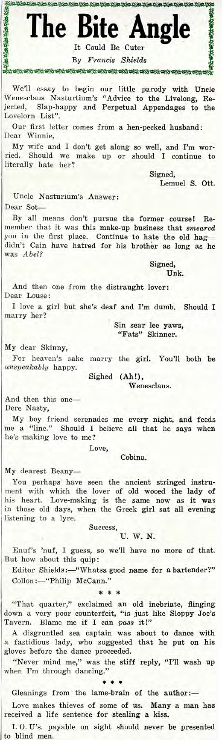# The Bite Angle

It Could Be Cuter

By *Francis Shields*

We'll essay to begin our little parody with Uncle Wenesclaus Nasturtium's "Advice to the Livelong, Rejected, Slap-happy and Perpetual Appendages to the Lovelorn List".

Our first letter comes from a hen-pecked husband:

Dear Winnie,

My wife and I don't get along so well, and I'm worried. Should we make up or should I continue to literally hate her?

Signed,
Lemuel S. Ott.

Uncle Nasturium's Answer:

Dear Sot—

By all means don't pursue the former course! Remember that it was this make-up business that *smeared* you in the first place. Continue to hate the old hag—didn't Cain have hatred for his brother as long as he was *Abel?*

Signed,
Unk.

And then one from the distraught lover:

Dear Louse:

I love a girl but she's deaf and I'm dumb. Should I marry her?

Sin sear lee yaws,
"Fats" Skinner.

My dear Skinny,

For heaven's sake marry the girl. You'll both be *unspeakably* happy.

Sighed (Ah!),
Wenesclaus.

And then this one—

Dere Nasty,

My boy friend serenades me every night, and feeds me a "line." Should I believe all that he says when he's making love to me?

Love,
Cobina.

My dearest Beany—

You perhaps have seen the ancient stringed instrument with which the lover of old wooed the lady of his heart. Love-making is the same now as it was in those old days, when the Greek girl sat all evening listening to a lyre.

Success,
U. W. N.

Enuf's 'nuf, I guess, so we'll have no more of that. But how about this quip:

Editor Shields:—"Whatsa good name for a bartender?"
Collon:—"Philip McCann."

\* \* \*

"That quarter," exclaimed an old inebriate, flinging down a very poor counterfeit, "is just like Sloppy Joe's Tavern. Blame me if I can *pass* it!"

A disgruntled sea captain was about to dance with a fastidious lady, who suggested that he put on his gloves before the dance proceeded.

"Never mind me," was the stiff reply, "I'll wash up when I'm through dancing."

\* \* \*

Gleanings from the lame-brain of the author:—

Love makes thieves of some of us. Many a man has received a life sentence for stealing a kiss.

I. O. U's. payable on sight should never be presented to blind men.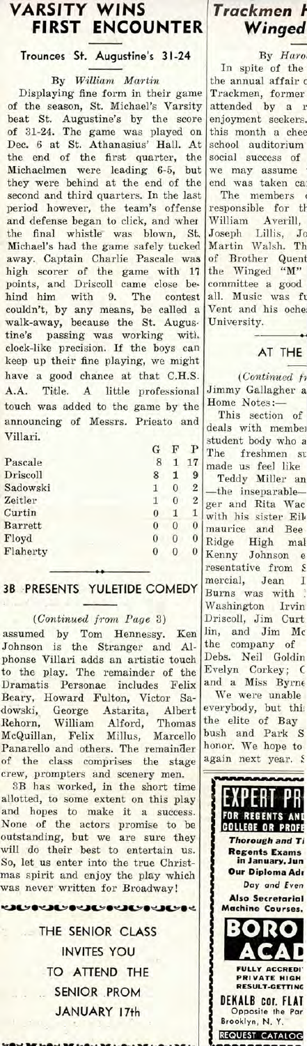# VARSITY WINS FIRST ENCOUNTER

### Trounces St. Augustine's 31-24

By *William Martin*

Displaying fine form in their game of the season, St. Michael's Varsity beat St. Augustine's by the score of 31-24. The game was played on Dec. 6 at St. Athanasius' Hall. At the end of the first quarter, the Michaelmen were leading 6-5, but they were behind at the end of the second and third quarters. In the last period however, the team's offense and defense began to click, and when the final whistle was blown, St. Michael's had the game safely tucked away. Captain Charlie Pascale was high scorer of the game with 17 points, and Driscoll came close behind him with 9. The contest couldn't, by any means, be called a walk-away, because the St. Augustine's passing was working with clock-like precision. If the boys can keep up their fine playing, we might have a good chance at that C.H.S. A.A. Title. A little professional touch was added to the game by the announcing of Messrs. Prieato and Villari.

| | G | F | P |
|---|---|---|---|
| Pascale | 8 | 1 | 17 |
| Driscoll | 8 | 1 | 9 |
| Sadowski | 1 | 0 | 2 |
| Zeitler | 1 | 0 | 2 |
| Curtin | 0 | 1 | 1 |
| Barrett | 0 | 0 | 0 |
| Floyd | 0 | 0 | 0 |
| Flaherty | 0 | 0 | 0 |

## 3B PRESENTS YULETIDE COMEDY

(*Continued from Page 3*)

assumed by Tom Hennessy. Ken Johnson is the Stranger and Alphonse Villari adds an artistic touch to the play. The remainder of the Dramatis Personae includes Felix Beary, Howard Fulton, Victor Sadowski, George Astarita, Albert Rehorn, William Alford, Thomas McQuillan, Felix Millus, Marcello Panarello and others. The remainder of the class comprises the stage crew, prompters and scenery men.

3B has worked, in the short time allotted, to some extent on this play and hopes to make it a success. None of the actors promise to be outstanding, but we are sure they will do their best to entertain us. So, let us enter into the true Christmas spirit and enjoy the play which was never written for Broadway!

THE SENIOR CLASS INVITES YOU TO ATTEND THE SENIOR PROM JANUARY 17th

# Trackmen H... Winged...

By *Haro...*

In spite of the ... the annual affair o... Trackmen, former... attended by a r... enjoyment seekers... this month a chee... school auditorium... social success of... we may assume ... end was taken ca...

The members ... responsible for th... William Averill, ... Joseph Lillis, Jo... Martin Walsh. Th... of Brother Quent... the Winged "M" ... committee a good ... all. Music was fu... Vent and his oche... University.

## AT THE ...

(*Continued fr...*

Jimmy Gallagher a... Home Notes:—

This section of ... deals with member... student body who a... The freshmen su... made us feel like ...

Teddy Miller an... —the inseparable— ... ger and Rita Wac... with his sister Eil... maurice and Bee ... Ridge High mal... Kenny Johnson e... resentative from S... mercial, Jean I... Burns was with ... Washington Irvin... Driscoll, Jim Curt... lin, and Jim Mc... the company of ... Debs. Neil Goldin... Evelyn Corkey; C... and a Miss Byrne...

We were unable ... everybody, but thi... the elite of Bay ... bush and Park S... honor. We hope to... again next year. S...

EXPERT PR... FOR REGENTS AN... COLLEGE OR PROFE...

Thorough and T...

Regents Exams in January, Jun...

Our Diploma Adr...

Day and Even...

Also Secretarial Machine Courses.

BORO ACAD...

FULLY ACCREDI... PRIVATE HIGH ... RESULT-GETTING

DEKALB cor. FLAT... Opposite the Par... Brooklyn, N. Y.

REQUEST CATALOG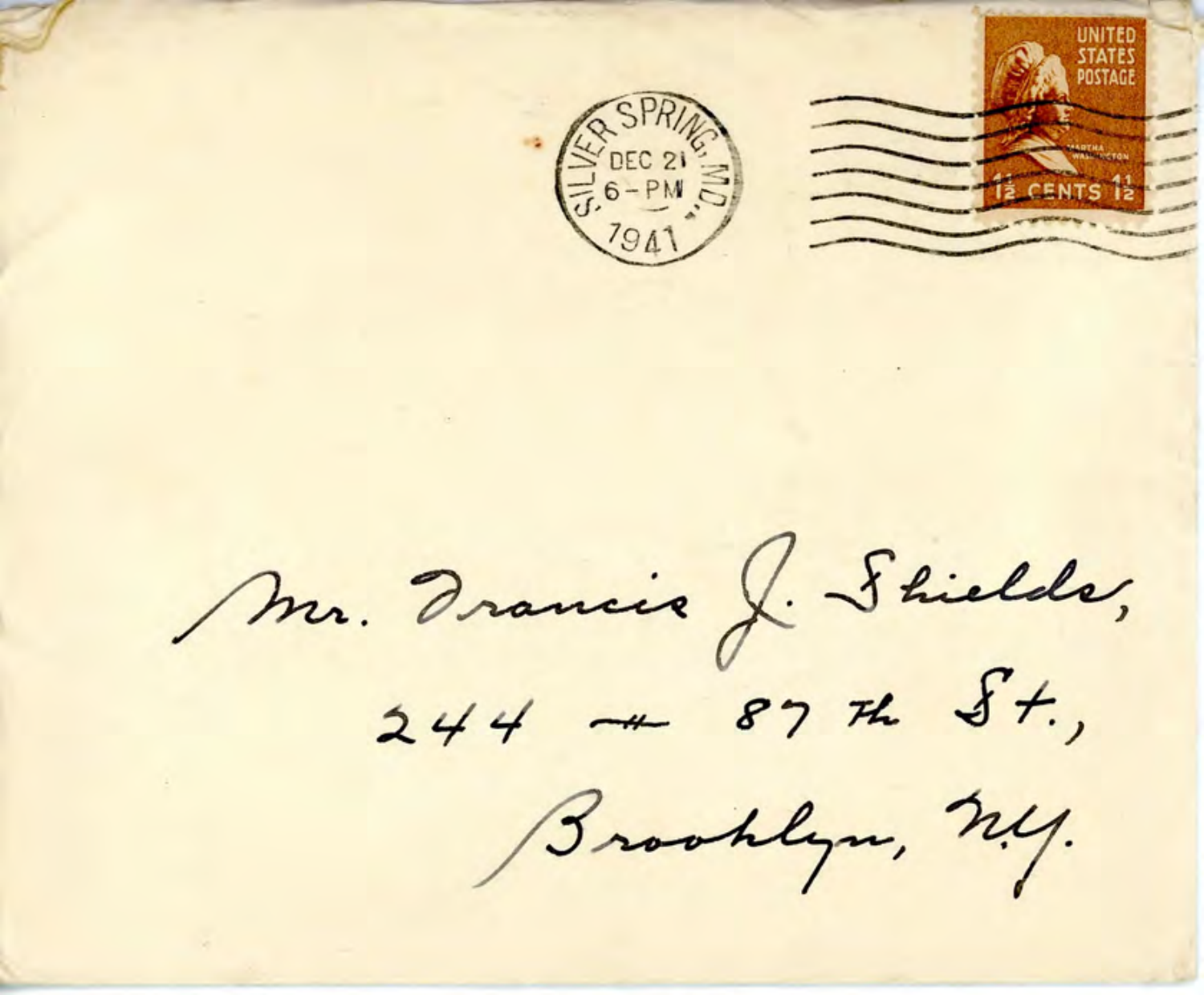SILVER SPRING, MD.
DEC 21
6 - PM
1941

UNITED STATES POSTAGE
MARTHA WASHINGTON
1½ CENTS 1½

Mr. Francis J. Shields,
244 – 87th St.,
Brooklyn, N.Y.